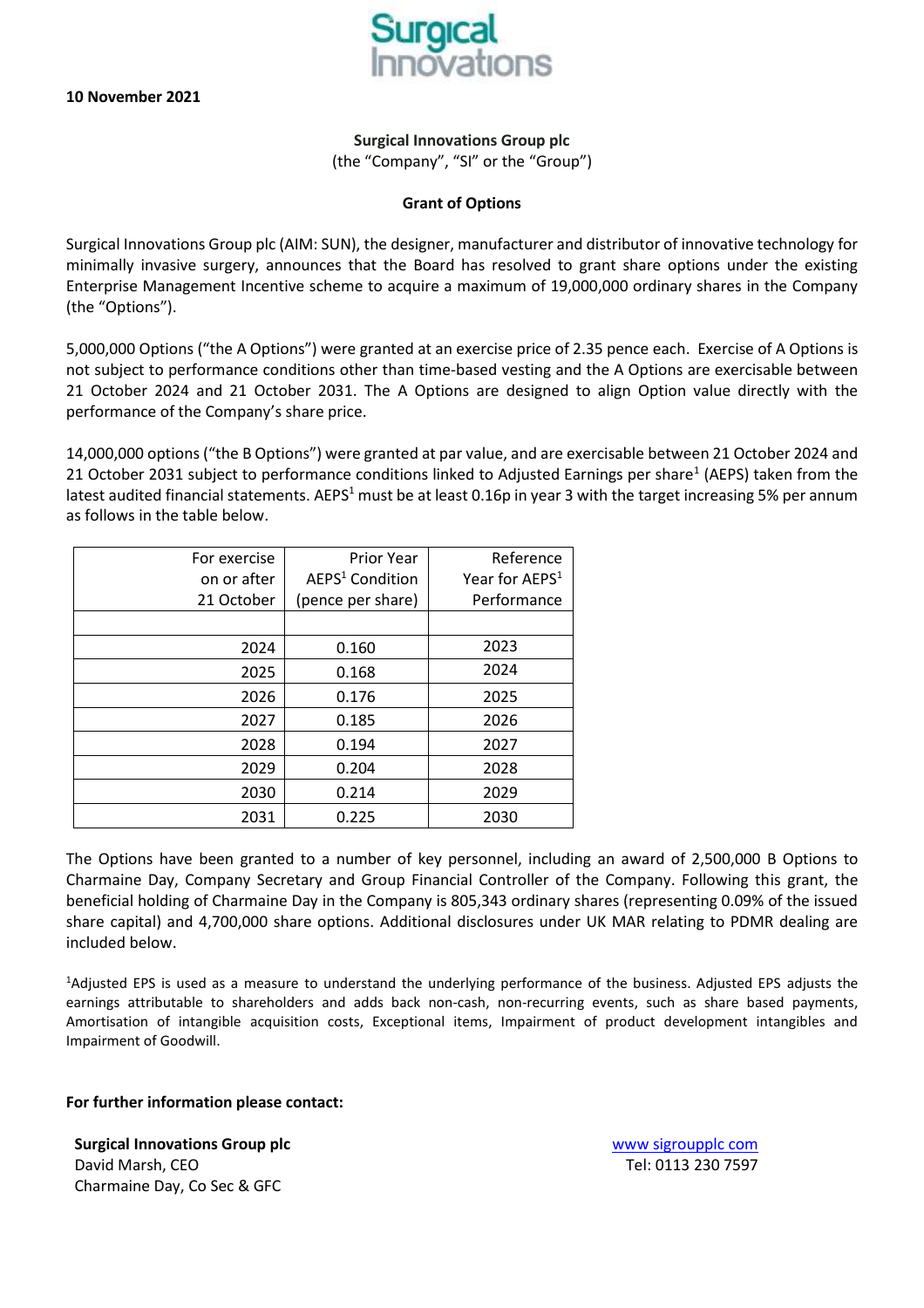**10 November 2021**

**Surgical Innovations Group plc**
(the "Company", "SI" or the "Group")

**Grant of Options**

Surgical Innovations Group plc (AIM: SUN), the designer, manufacturer and distributor of innovative technology for minimally invasive surgery, announces that the Board has resolved to grant share options under the existing Enterprise Management Incentive scheme to acquire a maximum of 19,000,000 ordinary shares in the Company (the "Options").

5,000,000 Options ("the A Options") were granted at an exercise price of 2.35 pence each. Exercise of A Options is not subject to performance conditions other than time-based vesting and the A Options are exercisable between 21 October 2024 and 21 October 2031. The A Options are designed to align Option value directly with the performance of the Company's share price.

14,000,000 options ("the B Options") were granted at par value, and are exercisable between 21 October 2024 and 21 October 2031 subject to performance conditions linked to Adjusted Earnings per share[1] (AEPS) taken from the latest audited financial statements. AEPS[1] must be at least 0.16p in year 3 with the target increasing 5% per annum as follows in the table below.

| For exercise on or after 21 October | Prior Year AEPS[1] Condition (pence per share) | Reference Year for AEPS[1] Performance |
|---|---|---|
| | | |
| 2024 | 0.160 | 2023 |
| 2025 | 0.168 | 2024 |
| 2026 | 0.176 | 2025 |
| 2027 | 0.185 | 2026 |
| 2028 | 0.194 | 2027 |
| 2029 | 0.204 | 2028 |
| 2030 | 0.214 | 2029 |
| 2031 | 0.225 | 2030 |

The Options have been granted to a number of key personnel, including an award of 2,500,000 B Options to Charmaine Day, Company Secretary and Group Financial Controller of the Company. Following this grant, the beneficial holding of Charmaine Day in the Company is 805,343 ordinary shares (representing 0.09% of the issued share capital) and 4,700,000 share options. Additional disclosures under UK MAR relating to PDMR dealing are included below.

[1]Adjusted EPS is used as a measure to understand the underlying performance of the business. Adjusted EPS adjusts the earnings attributable to shareholders and adds back non-cash, non-recurring events, such as share based payments, Amortisation of intangible acquisition costs, Exceptional items, Impairment of product development intangibles and Impairment of Goodwill.

**For further information please contact:**

**Surgical Innovations Group plc**
David Marsh, CEO
Charmaine Day, Co Sec & GFC

www sigroupplc com
Tel: 0113 230 7597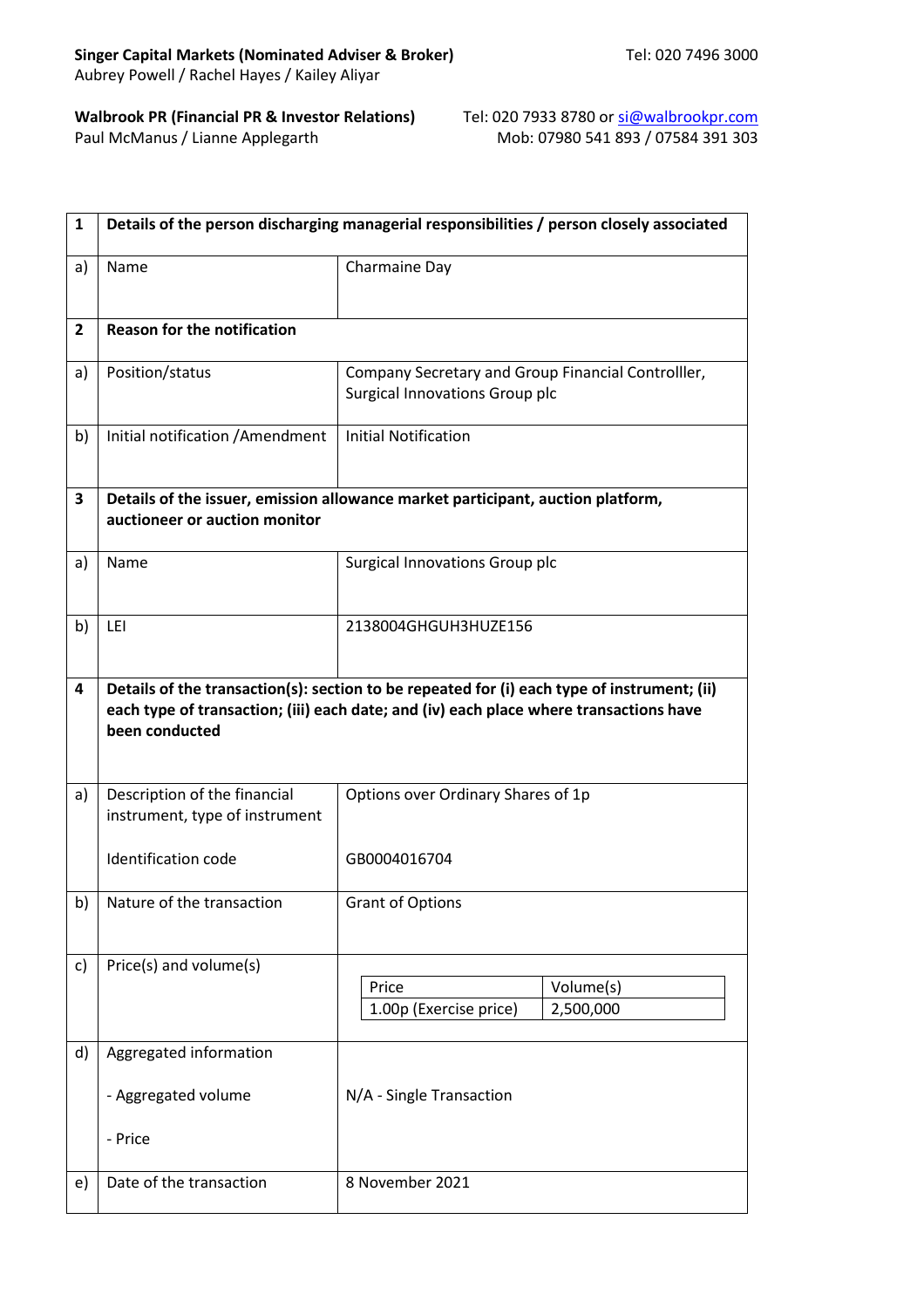**Singer Capital Markets (Nominated Adviser & Broker)** Tel: 020 7496 3000
Aubrey Powell / Rachel Hayes / Kailey Aliyar

**Walbrook PR (Financial PR & Investor Relations)** Tel: 020 7933 8780 or si@walbrookpr.com
Paul McManus / Lianne Applegarth Mob: 07980 541 893 / 07584 391 303

| | | |
|---|---|---|
| **1** | **Details of the person discharging managerial responsibilities / person closely associated** | |
| a) | Name | Charmaine Day |
| **2** | **Reason for the notification** | |
| a) | Position/status | Company Secretary and Group Financial Controlller, Surgical Innovations Group plc |
| b) | Initial notification /Amendment | Initial Notification |
| **3** | **Details of the issuer, emission allowance market participant, auction platform, auctioneer or auction monitor** | |
| a) | Name | Surgical Innovations Group plc |
| b) | LEI | 2138004GHGUH3HUZE156 |
| **4** | **Details of the transaction(s): section to be repeated for (i) each type of instrument; (ii) each type of transaction; (iii) each date; and (iv) each place where transactions have been conducted** | |
| a) | Description of the financial instrument, type of instrument<br><br>Identification code | Options over Ordinary Shares of 1p<br><br>GB0004016704 |
| b) | Nature of the transaction | Grant of Options |
| c) | Price(s) and volume(s) | Price: 1.00p (Exercise price) — Volume(s): 2,500,000 |
| d) | Aggregated information<br><br>- Aggregated volume<br><br>- Price | N/A - Single Transaction |
| e) | Date of the transaction | 8 November 2021 |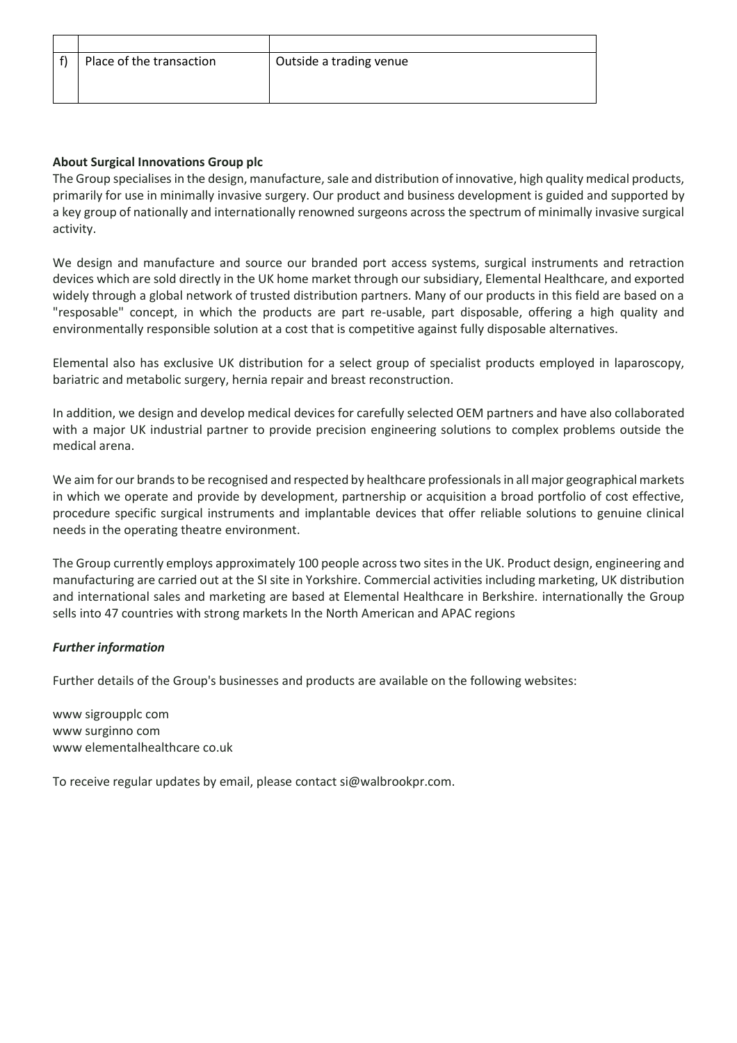| | | |
|---|---|---|
| | | |
| f) | Place of the transaction | Outside a trading venue |

**About Surgical Innovations Group plc**

The Group specialises in the design, manufacture, sale and distribution of innovative, high quality medical products, primarily for use in minimally invasive surgery. Our product and business development is guided and supported by a key group of nationally and internationally renowned surgeons across the spectrum of minimally invasive surgical activity.

We design and manufacture and source our branded port access systems, surgical instruments and retraction devices which are sold directly in the UK home market through our subsidiary, Elemental Healthcare, and exported widely through a global network of trusted distribution partners. Many of our products in this field are based on a "resposable" concept, in which the products are part re-usable, part disposable, offering a high quality and environmentally responsible solution at a cost that is competitive against fully disposable alternatives.

Elemental also has exclusive UK distribution for a select group of specialist products employed in laparoscopy, bariatric and metabolic surgery, hernia repair and breast reconstruction.

In addition, we design and develop medical devices for carefully selected OEM partners and have also collaborated with a major UK industrial partner to provide precision engineering solutions to complex problems outside the medical arena.

We aim for our brands to be recognised and respected by healthcare professionals in all major geographical markets in which we operate and provide by development, partnership or acquisition a broad portfolio of cost effective, procedure specific surgical instruments and implantable devices that offer reliable solutions to genuine clinical needs in the operating theatre environment.

The Group currently employs approximately 100 people across two sites in the UK. Product design, engineering and manufacturing are carried out at the SI site in Yorkshire. Commercial activities including marketing, UK distribution and international sales and marketing are based at Elemental Healthcare in Berkshire. internationally the Group sells into 47 countries with strong markets In the North American and APAC regions

***Further information***

Further details of the Group's businesses and products are available on the following websites:

www sigroupplc com  
www surginno com  
www elementalhealthcare co.uk

To receive regular updates by email, please contact si@walbrookpr.com.